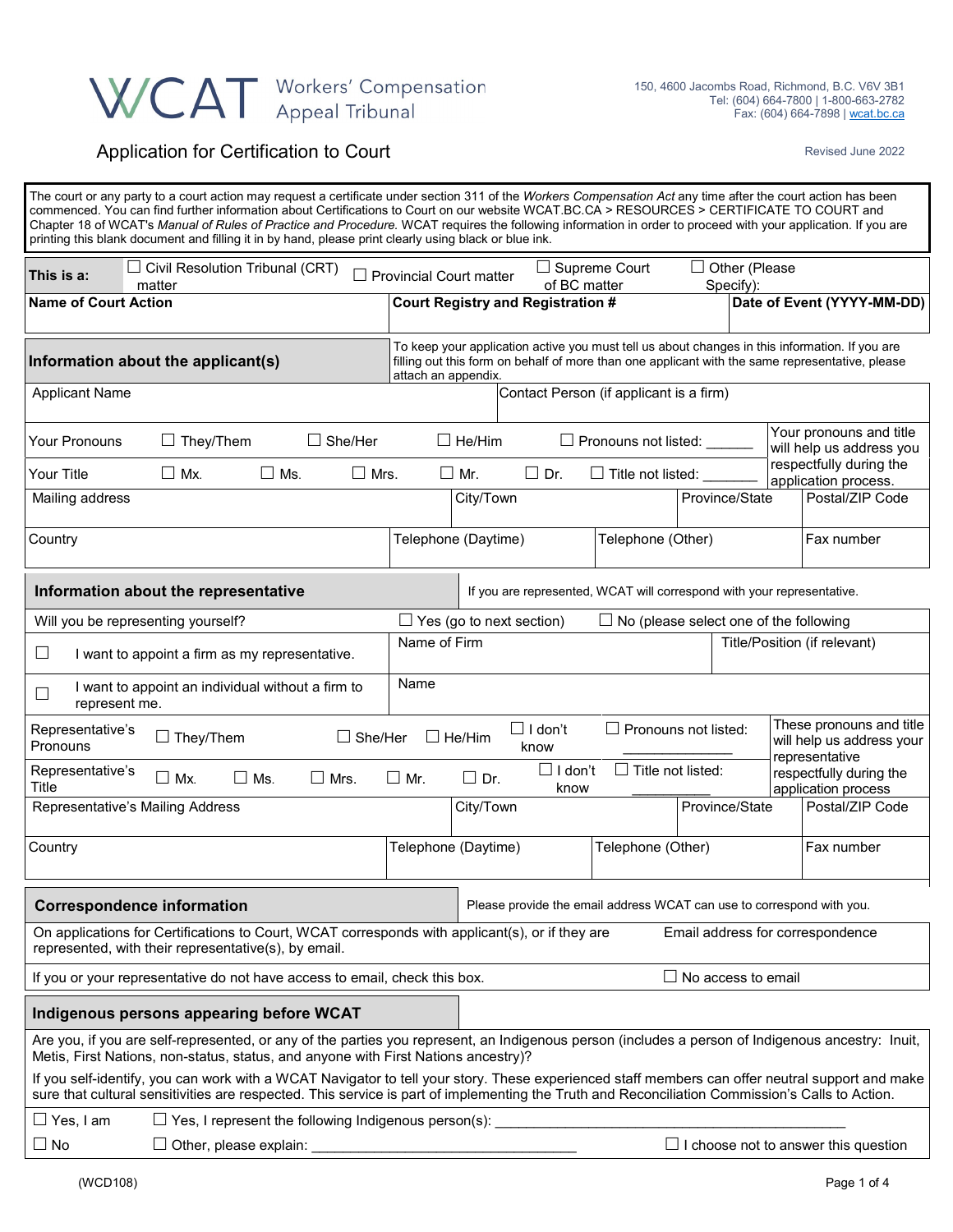WCAT Workers' Compensation Appeal Tribunal

150, 4600 Jacombs Road, Richmond, B.C. V6V 3B1
Tel: (604) 664-7800 | 1-800-663-2782
Fax: (604) 664-7898 | wcat.bc.ca

# Application for Certification to Court

Revised June 2022

The court or any party to a court action may request a certificate under section 311 of the *Workers Compensation Act* any time after the court action has been commenced. You can find further information about Certifications to Court on our website WCAT.BC.CA > RESOURCES > CERTIFICATE TO COURT and Chapter 18 of WCAT's *Manual of Rules of Practice and Procedure.* WCAT requires the following information in order to proceed with your application. If you are printing this blank document and filling it in by hand, please print clearly using black or blue ink.

| **This is a:** | ☐ Civil Resolution Tribunal (CRT) matter | ☐ Provincial Court matter | ☐ Supreme Court of BC matter | ☐ Other (Please Specify): |
|---|---|---|---|---|

| **Name of Court Action** | **Court Registry and Registration #** | **Date of Event (YYYY-MM-DD)** |
|---|---|---|
| | | |

## Information about the applicant(s)

To keep your application active you must tell us about changes in this information. If you are filling out this form on behalf of more than one applicant with the same representative, please attach an appendix.

| Applicant Name | Contact Person (if applicant is a firm) |
|---|---|
| | |

| Your Pronouns | ☐ They/Them | ☐ She/Her | ☐ He/Him | ☐ Pronouns not listed: ______ | Your pronouns and title will help us address you respectfully during the application process. |
|---|---|---|---|---|---|
| Your Title | ☐ Mx. ☐ Ms. | ☐ Mrs. | ☐ Mr. ☐ Dr. | ☐ Title not listed: _______ | |

| Mailing address | City/Town | Province/State | Postal/ZIP Code |
|---|---|---|---|
| | | | |

| Country | Telephone (Daytime) | Telephone (Other) | Fax number |
|---|---|---|---|
| | | | |

## Information about the representative

If you are represented, WCAT will correspond with your representative.

| Will you be representing yourself? | ☐ Yes (go to next section) | ☐ No (please select one of the following |
|---|---|---|
| ☐ I want to appoint a firm as my representative. | Name of Firm | Title/Position (if relevant) |
| ☐ I want to appoint an individual without a firm to represent me. | Name | |

| Representative's Pronouns | ☐ They/Them | ☐ She/Her | ☐ He/Him | ☐ I don't know | ☐ Pronouns not listed: ______________ | These pronouns and title will help us address your representative respectfully during the application process |
|---|---|---|---|---|---|---|
| Representative's Title | ☐ Mx. ☐ Ms. ☐ Mrs. | ☐ Mr. | ☐ Dr. | ☐ I don't know | ☐ Title not listed: ___________ | |

| Representative's Mailing Address | City/Town | Province/State | Postal/ZIP Code |
|---|---|---|---|
| | | | |

| Country | Telephone (Daytime) | Telephone (Other) | Fax number |
|---|---|---|---|
| | | | |

## Correspondence information

Please provide the email address WCAT can use to correspond with you.

| On applications for Certifications to Court, WCAT corresponds with applicant(s), or if they are represented, with their representative(s), by email. | Email address for correspondence |
|---|---|
| If you or your representative do not have access to email, check this box. | ☐ No access to email |

## Indigenous persons appearing before WCAT

Are you, if you are self-represented, or any of the parties you represent, an Indigenous person (includes a person of Indigenous ancestry: Inuit, Metis, First Nations, non-status, status, and anyone with First Nations ancestry)?

If you self-identify, you can work with a WCAT Navigator to tell your story. These experienced staff members can offer neutral support and make sure that cultural sensitivities are respected. This service is part of implementing the Truth and Reconciliation Commission's Calls to Action.

☐ Yes, I am ☐ Yes, I represent the following Indigenous person(s): ______________________________________________

☐ No ☐ Other, please explain: ___________________________________ ☐ I choose not to answer this question

(WCD108)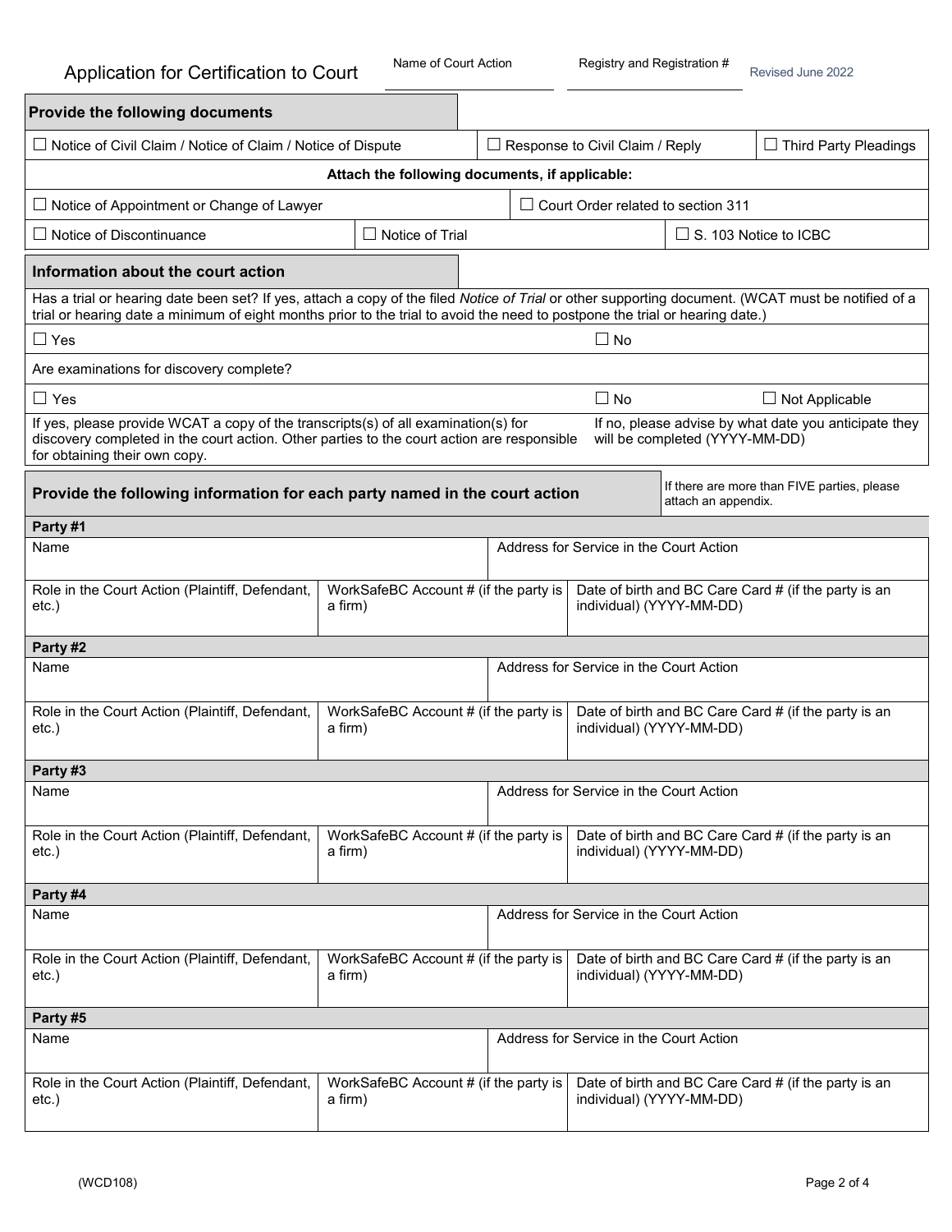# Application for Certification to Court

| Name of Court Action | Registry and Registration # |
|---|---|
| | |

Revised June 2022

## Provide the following documents

| ☐ Notice of Civil Claim / Notice of Claim / Notice of Dispute | ☐ Response to Civil Claim / Reply | ☐ Third Party Pleadings |
|---|---|---|

**Attach the following documents, if applicable:**

| ☐ Notice of Appointment or Change of Lawyer | ☐ Court Order related to section 311 | |
|---|---|---|
| ☐ Notice of Discontinuance | ☐ Notice of Trial | ☐ S. 103 Notice to ICBC |

## Information about the court action

Has a trial or hearing date been set? If yes, attach a copy of the filed *Notice of Trial* or other supporting document. (WCAT must be notified of a trial or hearing date a minimum of eight months prior to the trial to avoid the need to postpone the trial or hearing date.)

☐ Yes ☐ No

Are examinations for discovery complete?

☐ Yes ☐ No ☐ Not Applicable

| If yes, please provide WCAT a copy of the transcripts(s) of all examination(s) for discovery completed in the court action. Other parties to the court action are responsible for obtaining their own copy. | If no, please advise by what date you anticipate they will be completed (YYYY-MM-DD) |
|---|---|
| | |

## Provide the following information for each party named in the court action

If there are more than FIVE parties, please attach an appendix.

**Party #1**

| Name | | Address for Service in the Court Action |
|---|---|---|
| **Role in the Court Action (Plaintiff, Defendant, etc.)** | **WorkSafeBC Account # (if the party is a firm)** | **Date of birth and BC Care Card # (if the party is an individual) (YYYY-MM-DD)** |
| | | |

**Party #2**

| Name | | Address for Service in the Court Action |
|---|---|---|
| **Role in the Court Action (Plaintiff, Defendant, etc.)** | **WorkSafeBC Account # (if the party is a firm)** | **Date of birth and BC Care Card # (if the party is an individual) (YYYY-MM-DD)** |
| | | |

**Party #3**

| Name | | Address for Service in the Court Action |
|---|---|---|
| **Role in the Court Action (Plaintiff, Defendant, etc.)** | **WorkSafeBC Account # (if the party is a firm)** | **Date of birth and BC Care Card # (if the party is an individual) (YYYY-MM-DD)** |
| | | |

**Party #4**

| Name | | Address for Service in the Court Action |
|---|---|---|
| **Role in the Court Action (Plaintiff, Defendant, etc.)** | **WorkSafeBC Account # (if the party is a firm)** | **Date of birth and BC Care Card # (if the party is an individual) (YYYY-MM-DD)** |
| | | |

**Party #5**

| Name | | Address for Service in the Court Action |
|---|---|---|
| **Role in the Court Action (Plaintiff, Defendant, etc.)** | **WorkSafeBC Account # (if the party is a firm)** | **Date of birth and BC Care Card # (if the party is an individual) (YYYY-MM-DD)** |
| | | |

(WCD108)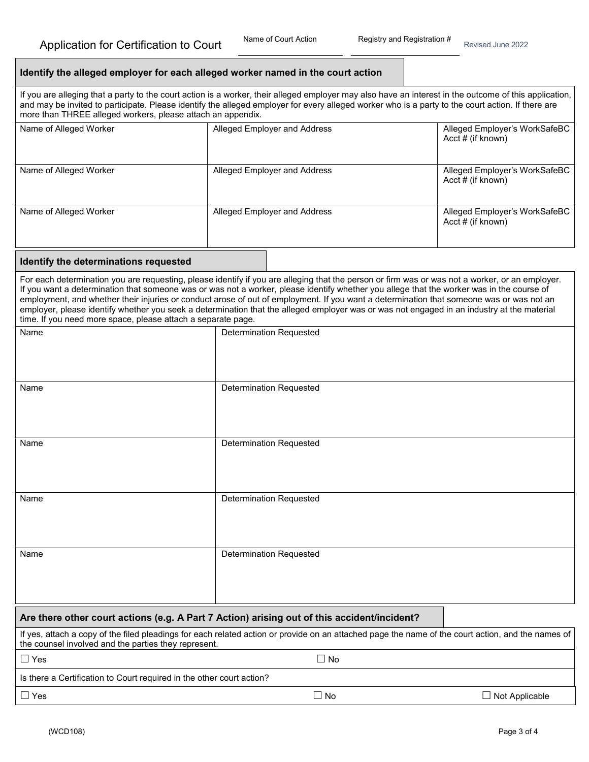Application for Certification to Court

| Name of Court Action | Registry and Registration # |
| --- | --- |
| | |

Revised June 2022

## Identify the alleged employer for each alleged worker named in the court action

If you are alleging that a party to the court action is a worker, their alleged employer may also have an interest in the outcome of this application, and may be invited to participate. Please identify the alleged employer for every alleged worker who is a party to the court action. If there are more than THREE alleged workers, please attach an appendix.

| Name of Alleged Worker | Alleged Employer and Address | Alleged Employer's WorkSafeBC Acct # (if known) |
| --- | --- | --- |
| Name of Alleged Worker | Alleged Employer and Address | Alleged Employer's WorkSafeBC Acct # (if known) |
| Name of Alleged Worker | Alleged Employer and Address | Alleged Employer's WorkSafeBC Acct # (if known) |

## Identify the determinations requested

For each determination you are requesting, please identify if you are alleging that the person or firm was or was not a worker, or an employer. If you want a determination that someone was or was not a worker, please identify whether you allege that the worker was in the course of employment, and whether their injuries or conduct arose of out of employment. If you want a determination that someone was or was not an employer, please identify whether you seek a determination that the alleged employer was or was not engaged in an industry at the material time. If you need more space, please attach a separate page.

| Name | Determination Requested |
| --- | --- |
| Name | Determination Requested |
| Name | Determination Requested |
| Name | Determination Requested |
| Name | Determination Requested |

## Are there other court actions (e.g. A Part 7 Action) arising out of this accident/incident?

If yes, attach a copy of the filed pleadings for each related action or provide on an attached page the name of the court action, and the names of the counsel involved and the parties they represent.

☐ Yes ☐ No

Is there a Certification to Court required in the other court action?

☐ Yes ☐ No ☐ Not Applicable

(WCD108)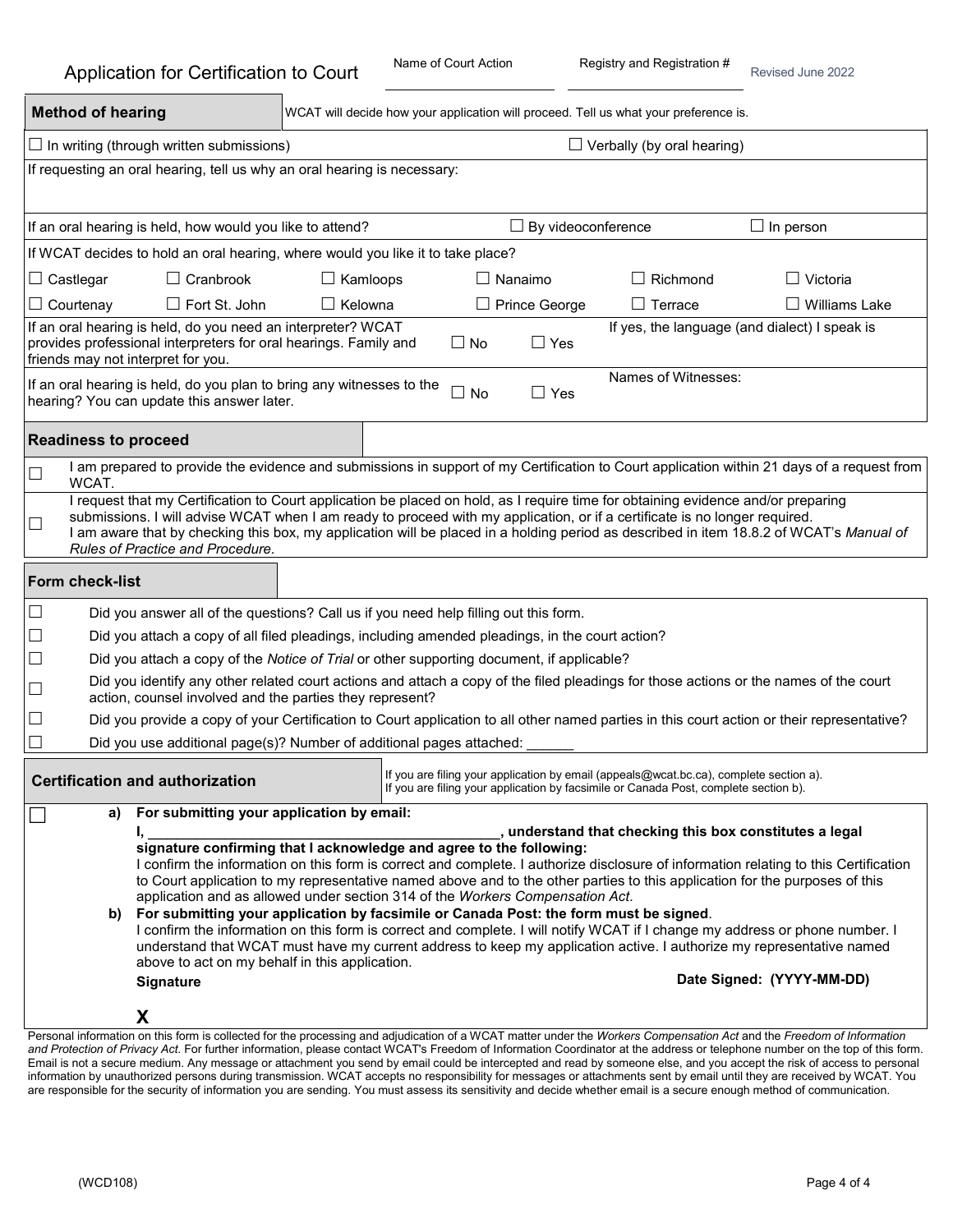# Application for Certification to Court

Name of Court Action ____________________ Registry and Registration # ____________________ Revised June 2022

## Method of hearing

WCAT will decide how your application will proceed. Tell us what your preference is.

☐ In writing (through written submissions) ☐ Verbally (by oral hearing)

If requesting an oral hearing, tell us why an oral hearing is necessary:

If an oral hearing is held, how would you like to attend? ☐ By videoconference ☐ In person

If WCAT decides to hold an oral hearing, where would you like it to take place?

| | | | | | |
|---|---|---|---|---|---|
| ☐ Castlegar | ☐ Cranbrook | ☐ Kamloops | ☐ Nanaimo | ☐ Richmond | ☐ Victoria |
| ☐ Courtenay | ☐ Fort St. John | ☐ Kelowna | ☐ Prince George | ☐ Terrace | ☐ Williams Lake |

If an oral hearing is held, do you need an interpreter? WCAT provides professional interpreters for oral hearings. Family and friends may not interpret for you. ☐ No ☐ Yes If yes, the language (and dialect) I speak is

If an oral hearing is held, do you plan to bring any witnesses to the hearing? You can update this answer later. ☐ No ☐ Yes Names of Witnesses:

## Readiness to proceed

☐ I am prepared to provide the evidence and submissions in support of my Certification to Court application within 21 days of a request from WCAT.

☐ I request that my Certification to Court application be placed on hold, as I require time for obtaining evidence and/or preparing submissions. I will advise WCAT when I am ready to proceed with my application, or if a certificate is no longer required. I am aware that by checking this box, my application will be placed in a holding period as described in item 18.8.2 of WCAT's *Manual of Rules of Practice and Procedure.*

## Form check-list

☐ Did you answer all of the questions? Call us if you need help filling out this form.

☐ Did you attach a copy of all filed pleadings, including amended pleadings, in the court action?

☐ Did you attach a copy of the *Notice of Trial* or other supporting document, if applicable?

☐ Did you identify any other related court actions and attach a copy of the filed pleadings for those actions or the names of the court action, counsel involved and the parties they represent?

☐ Did you provide a copy of your Certification to Court application to all other named parties in this court action or their representative?

☐ Did you use additional page(s)? Number of additional pages attached: ______

## Certification and authorization

If you are filing your application by email (appeals@wcat.bc.ca), complete section a).
If you are filing your application by facsimile or Canada Post, complete section b).

☐ **a) For submitting your application by email:**

**I, ____________________________________________, understand that checking this box constitutes a legal signature confirming that I acknowledge and agree to the following:**
I confirm the information on this form is correct and complete. I authorize disclosure of information relating to this Certification to Court application to my representative named above and to the other parties to this application for the purposes of this application and as allowed under section 314 of the *Workers Compensation Act*.

**b) For submitting your application by facsimile or Canada Post: the form must be signed**.
I confirm the information on this form is correct and complete. I will notify WCAT if I change my address or phone number. I understand that WCAT must have my current address to keep my application active. I authorize my representative named above to act on my behalf in this application.

**Signature** **Date Signed: (YYYY-MM-DD)**

**X**

Personal information on this form is collected for the processing and adjudication of a WCAT matter under the *Workers Compensation Act* and the *Freedom of Information and Protection of Privacy Act.* For further information, please contact WCAT's Freedom of Information Coordinator at the address or telephone number on the top of this form. Email is not a secure medium. Any message or attachment you send by email could be intercepted and read by someone else, and you accept the risk of access to personal information by unauthorized persons during transmission. WCAT accepts no responsibility for messages or attachments sent by email until they are received by WCAT. You are responsible for the security of information you are sending. You must assess its sensitivity and decide whether email is a secure enough method of communication.

(WCD108)